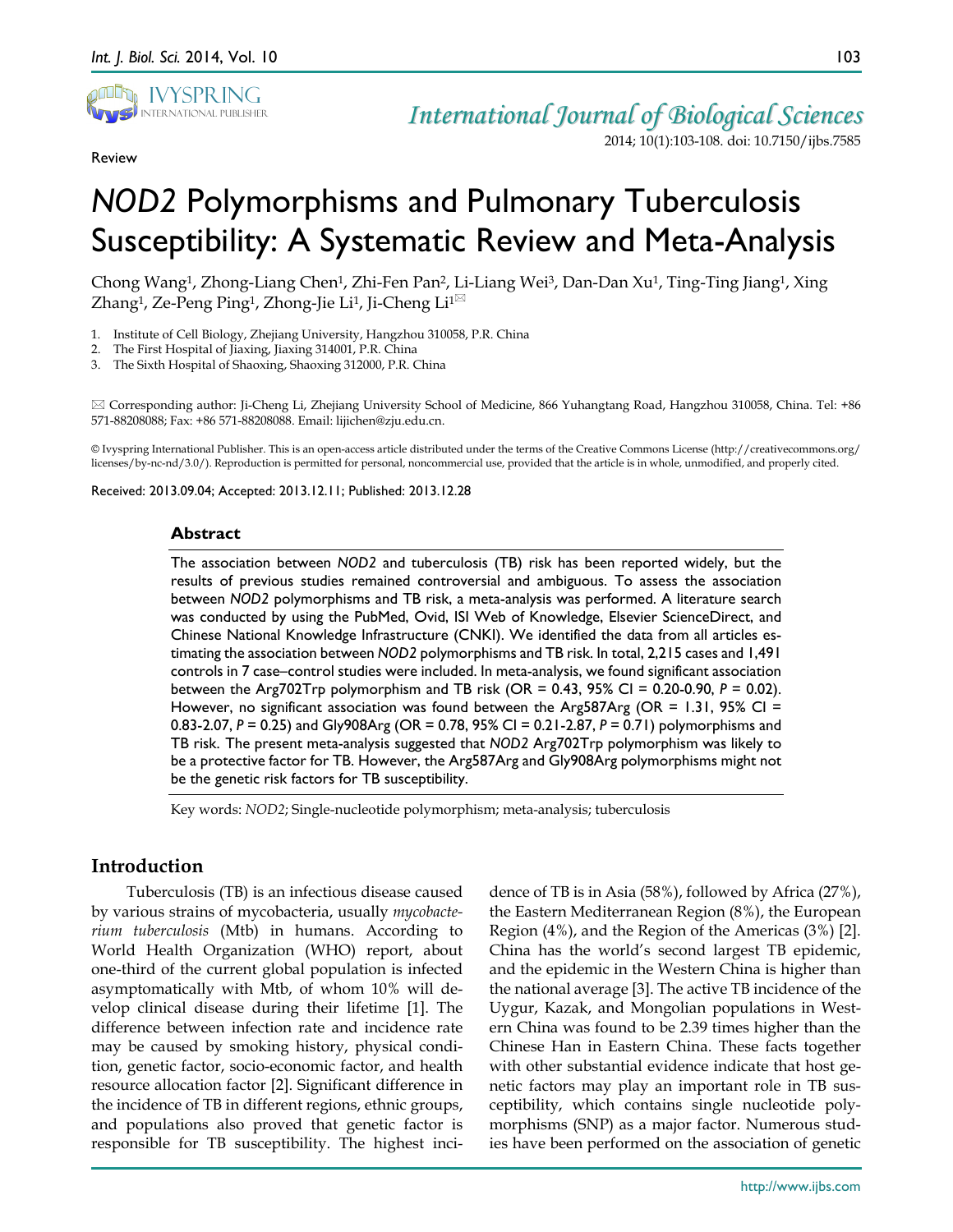Review

# *NOD2* Polymorphisms and Pulmonary Tuberculosis Susceptibility: A Systematic Review and Meta-Analysis

Chong Wang[1], Zhong-Liang Chen[1], Zhi-Fen Pan[2], Li-Liang Wei[3], Dan-Dan Xu[1], Ting-Ting Jiang[1], Xing Zhang[1], Ze-Peng Ping[1], Zhong-Jie Li[1], Ji-Cheng Li[1]✉

1. Institute of Cell Biology, Zhejiang University, Hangzhou 310058, P.R. China
2. The First Hospital of Jiaxing, Jiaxing 314001, P.R. China
3. The Sixth Hospital of Shaoxing, Shaoxing 312000, P.R. China

✉ Corresponding author: Ji-Cheng Li, Zhejiang University School of Medicine, 866 Yuhangtang Road, Hangzhou 310058, China. Tel: +86 571-88208088; Fax: +86 571-88208088. Email: lijichen@zju.edu.cn.

© Ivyspring International Publisher. This is an open-access article distributed under the terms of the Creative Commons License (http://creativecommons.org/licenses/by-nc-nd/3.0/). Reproduction is permitted for personal, noncommercial use, provided that the article is in whole, unmodified, and properly cited.

Received: 2013.09.04; Accepted: 2013.12.11; Published: 2013.12.28

## Abstract

The association between *NOD2* and tuberculosis (TB) risk has been reported widely, but the results of previous studies remained controversial and ambiguous. To assess the association between *NOD2* polymorphisms and TB risk, a meta-analysis was performed. A literature search was conducted by using the PubMed, Ovid, ISI Web of Knowledge, Elsevier ScienceDirect, and Chinese National Knowledge Infrastructure (CNKI). We identified the data from all articles estimating the association between *NOD2* polymorphisms and TB risk. In total, 2,215 cases and 1,491 controls in 7 case–control studies were included. In meta-analysis, we found significant association between the Arg702Trp polymorphism and TB risk (OR = 0.43, 95% CI = 0.20-0.90, *P* = 0.02). However, no significant association was found between the Arg587Arg (OR = 1.31, 95% CI = 0.83-2.07, *P* = 0.25) and Gly908Arg (OR = 0.78, 95% CI = 0.21-2.87, *P* = 0.71) polymorphisms and TB risk. The present meta-analysis suggested that *NOD2* Arg702Trp polymorphism was likely to be a protective factor for TB. However, the Arg587Arg and Gly908Arg polymorphisms might not be the genetic risk factors for TB susceptibility.

Key words: *NOD2*; Single-nucleotide polymorphism; meta-analysis; tuberculosis

## Introduction

Tuberculosis (TB) is an infectious disease caused by various strains of mycobacteria, usually *mycobacterium tuberculosis* (Mtb) in humans. According to World Health Organization (WHO) report, about one-third of the current global population is infected asymptomatically with Mtb, of whom 10% will develop clinical disease during their lifetime [1]. The difference between infection rate and incidence rate may be caused by smoking history, physical condition, genetic factor, socio-economic factor, and health resource allocation factor [2]. Significant difference in the incidence of TB in different regions, ethnic groups, and populations also proved that genetic factor is responsible for TB susceptibility. The highest incidence of TB is in Asia (58%), followed by Africa (27%), the Eastern Mediterranean Region (8%), the European Region (4%), and the Region of the Americas (3%) [2]. China has the world's second largest TB epidemic, and the epidemic in the Western China is higher than the national average [3]. The active TB incidence of the Uygur, Kazak, and Mongolian populations in Western China was found to be 2.39 times higher than the Chinese Han in Eastern China. These facts together with other substantial evidence indicate that host genetic factors may play an important role in TB susceptibility, which contains single nucleotide polymorphisms (SNP) as a major factor. Numerous studies have been performed on the association of genetic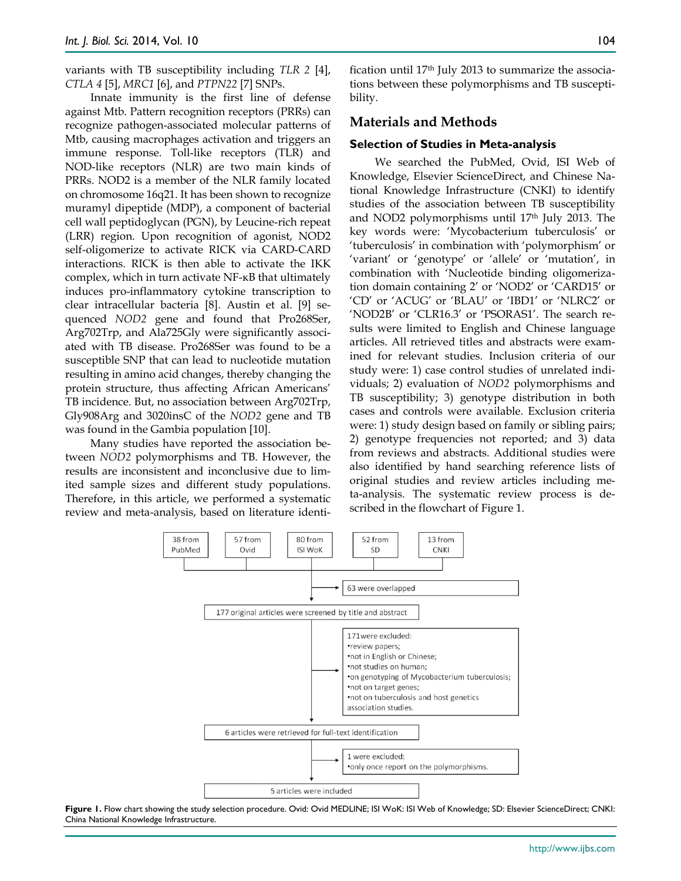variants with TB susceptibility including *TLR 2* [4], *CTLA 4* [5], *MRC1* [6], and *PTPN22* [7] SNPs.

Innate immunity is the first line of defense against Mtb. Pattern recognition receptors (PRRs) can recognize pathogen-associated molecular patterns of Mtb, causing macrophages activation and triggers an immune response. Toll-like receptors (TLR) and NOD-like receptors (NLR) are two main kinds of PRRs. NOD2 is a member of the NLR family located on chromosome 16q21. It has been shown to recognize muramyl dipeptide (MDP), a component of bacterial cell wall peptidoglycan (PGN), by Leucine-rich repeat (LRR) region. Upon recognition of agonist, NOD2 self-oligomerize to activate RICK via CARD-CARD interactions. RICK is then able to activate the IKK complex, which in turn activate NF-κB that ultimately induces pro-inflammatory cytokine transcription to clear intracellular bacteria [8]. Austin et al. [9] sequenced *NOD2* gene and found that Pro268Ser, Arg702Trp, and Ala725Gly were significantly associated with TB disease. Pro268Ser was found to be a susceptible SNP that can lead to nucleotide mutation resulting in amino acid changes, thereby changing the protein structure, thus affecting African Americans' TB incidence. But, no association between Arg702Trp, Gly908Arg and 3020insC of the *NOD2* gene and TB was found in the Gambia population [10].

Many studies have reported the association between *NOD2* polymorphisms and TB. However, the results are inconsistent and inconclusive due to limited sample sizes and different study populations. Therefore, in this article, we performed a systematic review and meta-analysis, based on literature identification until 17th July 2013 to summarize the associations between these polymorphisms and TB susceptibility.

## Materials and Methods

### Selection of Studies in Meta-analysis

We searched the PubMed, Ovid, ISI Web of Knowledge, Elsevier ScienceDirect, and Chinese National Knowledge Infrastructure (CNKI) to identify studies of the association between TB susceptibility and NOD2 polymorphisms until 17th July 2013. The key words were: 'Mycobacterium tuberculosis' or 'tuberculosis' in combination with 'polymorphism' or 'variant' or 'genotype' or 'allele' or 'mutation', in combination with 'Nucleotide binding oligomerization domain containing 2' or 'NOD2' or 'CARD15' or 'CD' or 'ACUG' or 'BLAU' or 'IBD1' or 'NLRC2' or 'NOD2B' or 'CLR16.3' or 'PSORAS1'. The search results were limited to English and Chinese language articles. All retrieved titles and abstracts were examined for relevant studies. Inclusion criteria of our study were: 1) case control studies of unrelated individuals; 2) evaluation of *NOD2* polymorphisms and TB susceptibility; 3) genotype distribution in both cases and controls were available. Exclusion criteria were: 1) study design based on family or sibling pairs; 2) genotype frequencies not reported; and 3) data from reviews and abstracts. Additional studies were also identified by hand searching reference lists of original studies and review articles including meta-analysis. The systematic review process is described in the flowchart of Figure 1.

38 from PubMed | 57 from Ovid | 80 from ISI WoK | 52 from SD | 13 from CNKI

63 were overlapped

177 original articles were screened by title and abstract

171were excluded:
- review papers;
- not in English or Chinese;
- not studies on human;
- on genotyping of Mycobacterium tuberculosis;
- not on target genes;
- not on tuberculosis and host genetics association studies.

6 articles were retrieved for full-text identification

1 were excluded:
- only once report on the polymorphisms.

5 articles were included

**Figure 1.** Flow chart showing the study selection procedure. Ovid: Ovid MEDLINE; ISI WoK: ISI Web of Knowledge; SD: Elsevier ScienceDirect; CNKI: China National Knowledge Infrastructure.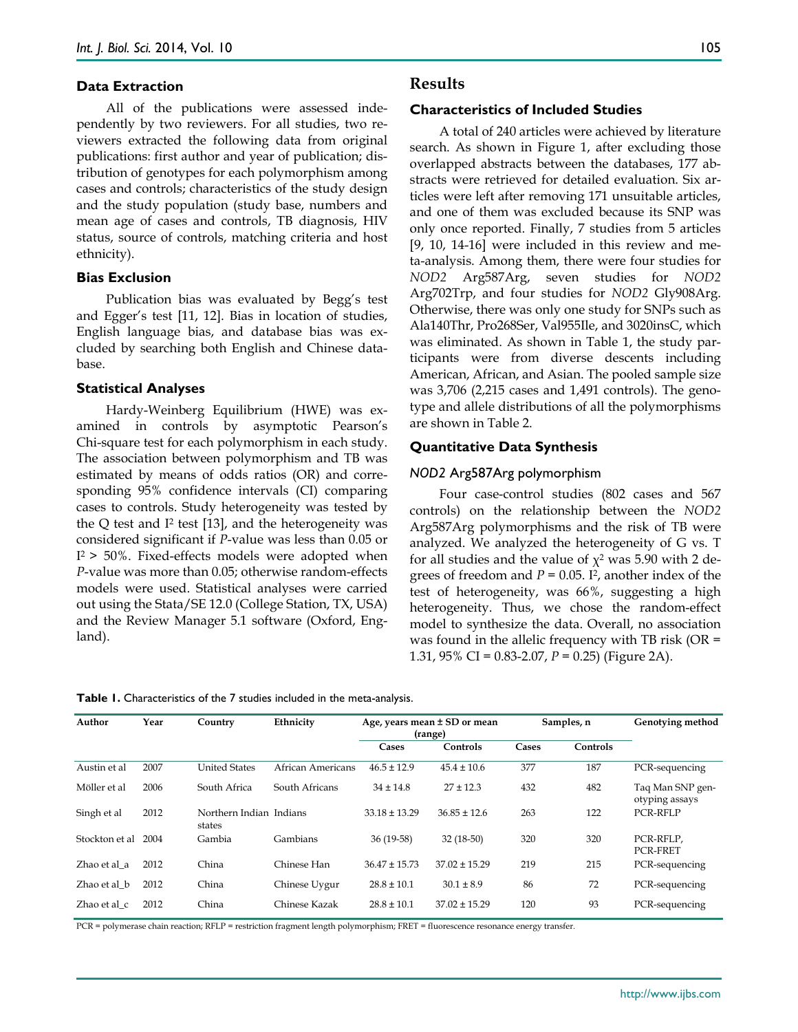### Data Extraction

All of the publications were assessed independently by two reviewers. For all studies, two reviewers extracted the following data from original publications: first author and year of publication; distribution of genotypes for each polymorphism among cases and controls; characteristics of the study design and the study population (study base, numbers and mean age of cases and controls, TB diagnosis, HIV status, source of controls, matching criteria and host ethnicity).

### Bias Exclusion

Publication bias was evaluated by Begg's test and Egger's test [11, 12]. Bias in location of studies, English language bias, and database bias was excluded by searching both English and Chinese database.

### Statistical Analyses

Hardy-Weinberg Equilibrium (HWE) was examined in controls by asymptotic Pearson's Chi-square test for each polymorphism in each study. The association between polymorphism and TB was estimated by means of odds ratios (OR) and corresponding 95% confidence intervals (CI) comparing cases to controls. Study heterogeneity was tested by the Q test and $I^2$ test [13], and the heterogeneity was considered significant if *P*-value was less than 0.05 or $I^2 > 50\%$. Fixed-effects models were adopted when *P*-value was more than 0.05; otherwise random-effects models were used. Statistical analyses were carried out using the Stata/SE 12.0 (College Station, TX, USA) and the Review Manager 5.1 software (Oxford, England).

## Results

### Characteristics of Included Studies

A total of 240 articles were achieved by literature search. As shown in Figure 1, after excluding those overlapped abstracts between the databases, 177 abstracts were retrieved for detailed evaluation. Six articles were left after removing 171 unsuitable articles, and one of them was excluded because its SNP was only once reported. Finally, 7 studies from 5 articles [9, 10, 14-16] were included in this review and meta-analysis. Among them, there were four studies for *NOD2* Arg587Arg, seven studies for *NOD2* Arg702Trp, and four studies for *NOD2* Gly908Arg. Otherwise, there was only one study for SNPs such as Ala140Thr, Pro268Ser, Val955Ile, and 3020insC, which was eliminated. As shown in Table 1, the study participants were from diverse descents including American, African, and Asian. The pooled sample size was 3,706 (2,215 cases and 1,491 controls). The genotype and allele distributions of all the polymorphisms are shown in Table 2.

### Quantitative Data Synthesis

#### *NOD2* Arg587Arg polymorphism

Four case-control studies (802 cases and 567 controls) on the relationship between the *NOD2* Arg587Arg polymorphisms and the risk of TB were analyzed. We analyzed the heterogeneity of G vs. T for all studies and the value of $\chi^2$ was 5.90 with 2 degrees of freedom and $P = 0.05$. $I^2$, another index of the test of heterogeneity, was 66%, suggesting a high heterogeneity. Thus, we chose the random-effect model to synthesize the data. Overall, no association was found in the allelic frequency with TB risk (OR = 1.31, 95% CI = 0.83-2.07, $P = 0.25$) (Figure 2A).

**Table 1.** Characteristics of the 7 studies included in the meta-analysis.

| Author | Year | Country | Ethnicity | Age, years mean ± SD or mean (range) | | Samples, n | | Genotyping method |
|---|---|---|---|---|---|---|---|---|
| | | | | Cases | Controls | Cases | Controls | |
| Austin et al | 2007 | United States | African Americans | 46.5 ± 12.9 | 45.4 ± 10.6 | 377 | 187 | PCR-sequencing |
| Möller et al | 2006 | South Africa | South Africans | 34 ± 14.8 | 27 ± 12.3 | 432 | 482 | Taq Man SNP genotyping assays |
| Singh et al | 2012 | Northern Indian states | Indians | 33.18 ± 13.29 | 36.85 ± 12.6 | 263 | 122 | PCR-RFLP |
| Stockton et al | 2004 | Gambia | Gambians | 36 (19-58) | 32 (18-50) | 320 | 320 | PCR-RFLP, PCR-FRET |
| Zhao et al_a | 2012 | China | Chinese Han | 36.47 ± 15.73 | 37.02 ± 15.29 | 219 | 215 | PCR-sequencing |
| Zhao et al_b | 2012 | China | Chinese Uygur | 28.8 ± 10.1 | 30.1 ± 8.9 | 86 | 72 | PCR-sequencing |
| Zhao et al_c | 2012 | China | Chinese Kazak | 28.8 ± 10.1 | 37.02 ± 15.29 | 120 | 93 | PCR-sequencing |

PCR = polymerase chain reaction; RFLP = restriction fragment length polymorphism; FRET = fluorescence resonance energy transfer.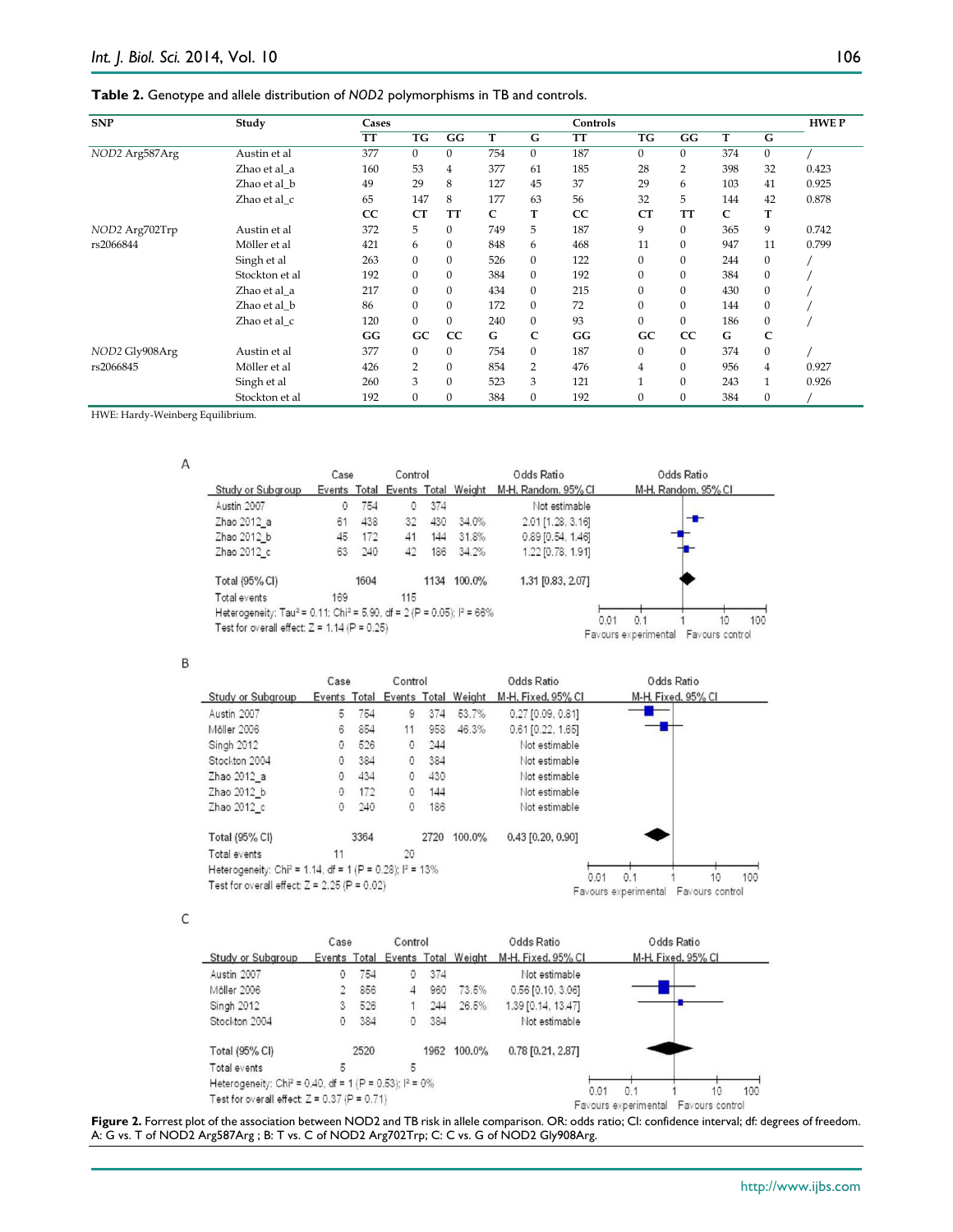**Table 2.** Genotype and allele distribution of *NOD2* polymorphisms in TB and controls.

| SNP | Study | Cases | | | | | Controls | | | | | HWE P |
|---|---|---|---|---|---|---|---|---|---|---|---|---|
| | | TT | TG | GG | T | G | TT | TG | GG | T | G | |
| *NOD2* Arg587Arg | Austin et al | 377 | 0 | 0 | 754 | 0 | 187 | 0 | 0 | 374 | 0 | / |
| | Zhao et al_a | 160 | 53 | 4 | 377 | 61 | 185 | 28 | 2 | 398 | 32 | 0.423 |
| | Zhao et al_b | 49 | 29 | 8 | 127 | 45 | 37 | 29 | 6 | 103 | 41 | 0.925 |
| | Zhao et al_c | 65 | 147 | 8 | 177 | 63 | 56 | 32 | 5 | 144 | 42 | 0.878 |
| | | CC | CT | TT | C | T | CC | CT | TT | C | T | |
| *NOD2* Arg702Trp rs2066844 | Austin et al | 372 | 5 | 0 | 749 | 5 | 187 | 9 | 0 | 365 | 9 | 0.742 |
| | Möller et al | 421 | 6 | 0 | 848 | 6 | 468 | 11 | 0 | 947 | 11 | 0.799 |
| | Singh et al | 263 | 0 | 0 | 526 | 0 | 122 | 0 | 0 | 244 | 0 | / |
| | Stockton et al | 192 | 0 | 0 | 384 | 0 | 192 | 0 | 0 | 384 | 0 | / |
| | Zhao et al_a | 217 | 0 | 0 | 434 | 0 | 215 | 0 | 0 | 430 | 0 | / |
| | Zhao et al_b | 86 | 0 | 0 | 172 | 0 | 72 | 0 | 0 | 144 | 0 | / |
| | Zhao et al_c | 120 | 0 | 0 | 240 | 0 | 93 | 0 | 0 | 186 | 0 | / |
| | | GG | GC | CC | G | C | GG | GC | CC | G | C | |
| *NOD2* Gly908Arg rs2066845 | Austin et al | 377 | 0 | 0 | 754 | 0 | 187 | 0 | 0 | 374 | 0 | / |
| | Möller et al | 426 | 2 | 0 | 854 | 2 | 476 | 4 | 0 | 956 | 4 | 0.927 |
| | Singh et al | 260 | 3 | 0 | 523 | 3 | 121 | 1 | 0 | 243 | 1 | 0.926 |
| | Stockton et al | 192 | 0 | 0 | 384 | 0 | 192 | 0 | 0 | 384 | 0 | / |

HWE: Hardy-Weinberg Equilibrium.

A

| Study or Subgroup | Case Events | Case Total | Control Events | Control Total | Weight | Odds Ratio M-H, Random, 95% CI |
|---|---|---|---|---|---|---|
| Austin 2007 | 0 | 754 | 0 | 374 | | Not estimable |
| Zhao 2012_a | 61 | 438 | 32 | 430 | 34.0% | 2.01 [1.28, 3.16] |
| Zhao 2012_b | 45 | 172 | 41 | 144 | 31.8% | 0.89 [0.54, 1.46] |
| Zhao 2012_c | 63 | 240 | 42 | 186 | 34.2% | 1.22 [0.78, 1.91] |
| Total (95% CI) | | 1604 | | 1134 | 100.0% | 1.31 [0.83, 2.07] |
| Total events | 169 | | 115 | | | |

Heterogeneity: Tau² = 0.11; Chi² = 5.90, df = 2 (P = 0.05); I² = 66%
Test for overall effect: Z = 1.14 (P = 0.25)

B

| Study or Subgroup | Case Events | Case Total | Control Events | Control Total | Weight | Odds Ratio M-H, Fixed, 95% CI |
|---|---|---|---|---|---|---|
| Austin 2007 | 5 | 754 | 9 | 374 | 53.7% | 0.27 [0.09, 0.81] |
| Möller 2006 | 6 | 854 | 11 | 958 | 46.3% | 0.61 [0.22, 1.65] |
| Singh 2012 | 0 | 526 | 0 | 244 | | Not estimable |
| Stockton 2004 | 0 | 384 | 0 | 384 | | Not estimable |
| Zhao 2012_a | 0 | 434 | 0 | 430 | | Not estimable |
| Zhao 2012_b | 0 | 172 | 0 | 144 | | Not estimable |
| Zhao 2012_c | 0 | 240 | 0 | 186 | | Not estimable |
| Total (95% CI) | | 3364 | | 2720 | 100.0% | 0.43 [0.20, 0.90] |
| Total events | 11 | | 20 | | | |

Heterogeneity: Chi² = 1.14, df = 1 (P = 0.28); I² = 13%
Test for overall effect: Z = 2.25 (P = 0.02)

C

| Study or Subgroup | Case Events | Case Total | Control Events | Control Total | Weight | Odds Ratio M-H, Fixed, 95% CI |
|---|---|---|---|---|---|---|
| Austin 2007 | 0 | 754 | 0 | 374 | | Not estimable |
| Möller 2006 | 2 | 856 | 4 | 960 | 73.5% | 0.56 [0.10, 3.06] |
| Singh 2012 | 3 | 526 | 1 | 244 | 26.5% | 1.39 [0.14, 13.47] |
| Stockton 2004 | 0 | 384 | 0 | 384 | | Not estimable |
| Total (95% CI) | | 2520 | | 1962 | 100.0% | 0.78 [0.21, 2.87] |
| Total events | 5 | | 5 | | | |

Heterogeneity: Chi² = 0.40, df = 1 (P = 0.53); I² = 0%
Test for overall effect: Z = 0.37 (P = 0.71)

**Figure 2.** Forrest plot of the association between NOD2 and TB risk in allele comparison. OR: odds ratio; CI: confidence interval; df: degrees of freedom. A: G vs. T of NOD2 Arg587Arg ; B: T vs. C of NOD2 Arg702Trp; C: C vs. G of NOD2 Gly908Arg.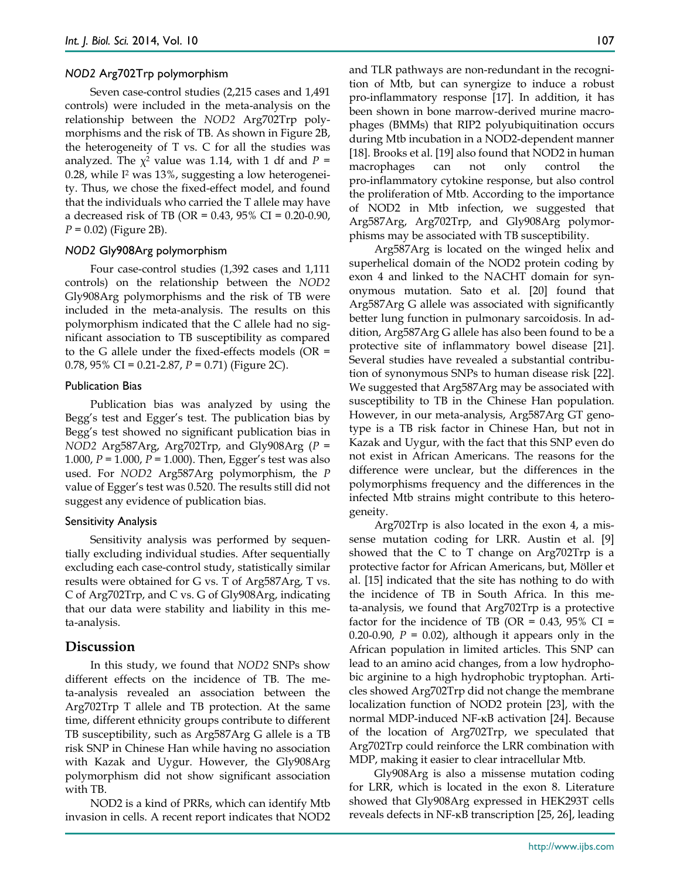### *NOD2* Arg702Trp polymorphism

Seven case-control studies (2,215 cases and 1,491 controls) were included in the meta-analysis on the relationship between the *NOD2* Arg702Trp polymorphisms and the risk of TB. As shown in Figure 2B, the heterogeneity of T vs. C for all the studies was analyzed. The $\chi^2$ value was 1.14, with 1 df and $P$ = 0.28, while $I^2$ was 13%, suggesting a low heterogeneity. Thus, we chose the fixed-effect model, and found that the individuals who carried the T allele may have a decreased risk of TB (OR = 0.43, 95% CI = 0.20-0.90, $P$ = 0.02) (Figure 2B).

### *NOD2* Gly908Arg polymorphism

Four case-control studies (1,392 cases and 1,111 controls) on the relationship between the *NOD2* Gly908Arg polymorphisms and the risk of TB were included in the meta-analysis. The results on this polymorphism indicated that the C allele had no significant association to TB susceptibility as compared to the G allele under the fixed-effects models (OR = 0.78, 95% CI = 0.21-2.87, $P$ = 0.71) (Figure 2C).

### Publication Bias

Publication bias was analyzed by using the Begg's test and Egger's test. The publication bias by Begg's test showed no significant publication bias in *NOD2* Arg587Arg, Arg702Trp, and Gly908Arg ($P$ = 1.000, $P$ = 1.000, $P$ = 1.000). Then, Egger's test was also used. For *NOD2* Arg587Arg polymorphism, the $P$ value of Egger's test was 0.520. The results still did not suggest any evidence of publication bias.

### Sensitivity Analysis

Sensitivity analysis was performed by sequentially excluding individual studies. After sequentially excluding each case-control study, statistically similar results were obtained for G vs. T of Arg587Arg, T vs. C of Arg702Trp, and C vs. G of Gly908Arg, indicating that our data were stability and liability in this meta-analysis.

## Discussion

In this study, we found that *NOD2* SNPs show different effects on the incidence of TB. The meta-analysis revealed an association between the Arg702Trp T allele and TB protection. At the same time, different ethnicity groups contribute to different TB susceptibility, such as Arg587Arg G allele is a TB risk SNP in Chinese Han while having no association with Kazak and Uygur. However, the Gly908Arg polymorphism did not show significant association with TB.

NOD2 is a kind of PRRs, which can identify Mtb invasion in cells. A recent report indicates that NOD2 and TLR pathways are non-redundant in the recognition of Mtb, but can synergize to induce a robust pro-inflammatory response [17]. In addition, it has been shown in bone marrow-derived murine macrophages (BMMs) that RIP2 polyubiquitination occurs during Mtb incubation in a NOD2-dependent manner [18]. Brooks et al. [19] also found that NOD2 in human macrophages can not only control the pro-inflammatory cytokine response, but also control the proliferation of Mtb. According to the importance of NOD2 in Mtb infection, we suggested that Arg587Arg, Arg702Trp, and Gly908Arg polymorphisms may be associated with TB susceptibility.

Arg587Arg is located on the winged helix and superhelical domain of the NOD2 protein coding by exon 4 and linked to the NACHT domain for synonymous mutation. Sato et al. [20] found that Arg587Arg G allele was associated with significantly better lung function in pulmonary sarcoidosis. In addition, Arg587Arg G allele has also been found to be a protective site of inflammatory bowel disease [21]. Several studies have revealed a substantial contribution of synonymous SNPs to human disease risk [22]. We suggested that Arg587Arg may be associated with susceptibility to TB in the Chinese Han population. However, in our meta-analysis, Arg587Arg GT genotype is a TB risk factor in Chinese Han, but not in Kazak and Uygur, with the fact that this SNP even do not exist in African Americans. The reasons for the difference were unclear, but the differences in the polymorphisms frequency and the differences in the infected Mtb strains might contribute to this heterogeneity.

Arg702Trp is also located in the exon 4, a missense mutation coding for LRR. Austin et al. [9] showed that the C to T change on Arg702Trp is a protective factor for African Americans, but, Möller et al. [15] indicated that the site has nothing to do with the incidence of TB in South Africa. In this meta-analysis, we found that Arg702Trp is a protective factor for the incidence of TB (OR = 0.43, 95% CI = 0.20-0.90, $P$ = 0.02), although it appears only in the African population in limited articles. This SNP can lead to an amino acid changes, from a low hydrophobic arginine to a high hydrophobic tryptophan. Articles showed Arg702Trp did not change the membrane localization function of NOD2 protein [23], with the normal MDP-induced NF-κB activation [24]. Because of the location of Arg702Trp, we speculated that Arg702Trp could reinforce the LRR combination with MDP, making it easier to clear intracellular Mtb.

Gly908Arg is also a missense mutation coding for LRR, which is located in the exon 8. Literature showed that Gly908Arg expressed in HEK293T cells reveals defects in NF-κB transcription [25, 26], leading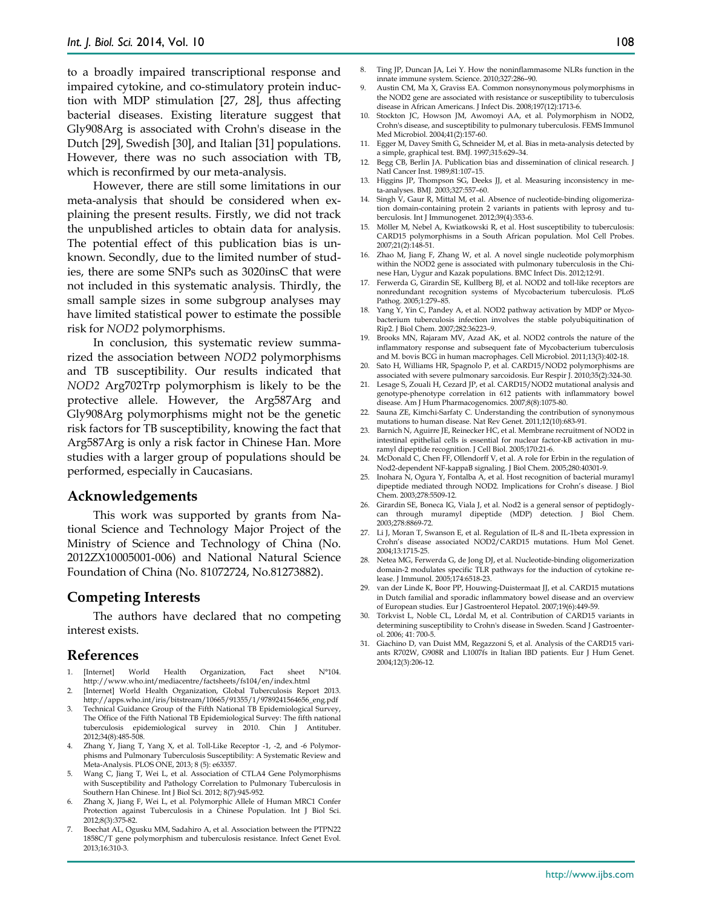to a broadly impaired transcriptional response and impaired cytokine, and co-stimulatory protein induction with MDP stimulation [27, 28], thus affecting bacterial diseases. Existing literature suggest that Gly908Arg is associated with Crohn's disease in the Dutch [29], Swedish [30], and Italian [31] populations. However, there was no such association with TB, which is reconfirmed by our meta-analysis.

However, there are still some limitations in our meta-analysis that should be considered when explaining the present results. Firstly, we did not track the unpublished articles to obtain data for analysis. The potential effect of this publication bias is unknown. Secondly, due to the limited number of studies, there are some SNPs such as 3020insC that were not included in this systematic analysis. Thirdly, the small sample sizes in some subgroup analyses may have limited statistical power to estimate the possible risk for *NOD2* polymorphisms.

In conclusion, this systematic review summarized the association between *NOD2* polymorphisms and TB susceptibility. Our results indicated that *NOD2* Arg702Trp polymorphism is likely to be the protective allele. However, the Arg587Arg and Gly908Arg polymorphisms might not be the genetic risk factors for TB susceptibility, knowing the fact that Arg587Arg is only a risk factor in Chinese Han. More studies with a larger group of populations should be performed, especially in Caucasians.

## Acknowledgements

This work was supported by grants from National Science and Technology Major Project of the Ministry of Science and Technology of China (No. 2012ZX10005001-006) and National Natural Science Foundation of China (No. 81072724, No.81273882).

## Competing Interests

The authors have declared that no competing interest exists.

## References

1. [Internet] World Health Organization, Fact sheet N°104. http://www.who.int/mediacentre/factsheets/fs104/en/index.html
2. [Internet] World Health Organization, Global Tuberculosis Report 2013. http://apps.who.int/iris/bitstream/10665/91355/1/9789241564656_eng.pdf
3. Technical Guidance Group of the Fifth National TB Epidemiological Survey, The Office of the Fifth National TB Epidemiological Survey: The fifth national tuberculosis epidemiological survey in 2010. Chin J Antituber. 2012;34(8):485-508.
4. Zhang Y, Jiang T, Yang X, et al. Toll-Like Receptor -1, -2, and -6 Polymorphisms and Pulmonary Tuberculosis Susceptibility: A Systematic Review and Meta-Analysis. PLOS ONE, 2013; 8 (5): e63357.
5. Wang C, Jiang T, Wei L, et al. Association of CTLA4 Gene Polymorphisms with Susceptibility and Pathology Correlation to Pulmonary Tuberculosis in Southern Han Chinese. Int J Biol Sci. 2012; 8(7):945-952.
6. Zhang X, Jiang F, Wei L, et al. Polymorphic Allele of Human MRC1 Confer Protection against Tuberculosis in a Chinese Population. Int J Biol Sci. 2012;8(3):375-82.
7. Boechat AL, Ogusku MM, Sadahiro A, et al. Association between the PTPN22 1858C/T gene polymorphism and tuberculosis resistance. Infect Genet Evol. 2013;16:310-3.
8. Ting JP, Duncan JA, Lei Y. How the noninflammasome NLRs function in the innate immune system. Science. 2010;327:286–90.
9. Austin CM, Ma X, Graviss EA. Common nonsynonymous polymorphisms in the NOD2 gene are associated with resistance or susceptibility to tuberculosis disease in African Americans. J Infect Dis. 2008;197(12):1713-6.
10. Stockton JC, Howson JM, Awomoyi AA, et al. Polymorphism in NOD2, Crohn's disease, and susceptibility to pulmonary tuberculosis. FEMS Immunol Med Microbiol. 2004;41(2):157-60.
11. Egger M, Davey Smith G, Schneider M, et al. Bias in meta-analysis detected by a simple, graphical test. BMJ. 1997;315:629–34.
12. Begg CB, Berlin JA. Publication bias and dissemination of clinical research. J Natl Cancer Inst. 1989;81:107–15.
13. Higgins JP, Thompson SG, Deeks JJ, et al. Measuring inconsistency in meta-analyses. BMJ. 2003;327:557–60.
14. Singh V, Gaur R, Mittal M, et al. Absence of nucleotide-binding oligomerization domain-containing protein 2 variants in patients with leprosy and tuberculosis. Int J Immunogenet. 2012;39(4):353-6.
15. Möller M, Nebel A, Kwiatkowski R, et al. Host susceptibility to tuberculosis: CARD15 polymorphisms in a South African population. Mol Cell Probes. 2007;21(2):148-51.
16. Zhao M, Jiang F, Zhang W, et al. A novel single nucleotide polymorphism within the NOD2 gene is associated with pulmonary tuberculosis in the Chinese Han, Uygur and Kazak populations. BMC Infect Dis. 2012;12:91.
17. Ferwerda G, Girardin SE, Kullberg BJ, et al. NOD2 and toll-like receptors are nonredundant recognition systems of Mycobacterium tuberculosis. PLoS Pathog. 2005;1:279–85.
18. Yang Y, Yin C, Pandey A, et al. NOD2 pathway activation by MDP or Mycobacterium tuberculosis infection involves the stable polyubiquitination of Rip2. J Biol Chem. 2007;282:36223–9.
19. Brooks MN, Rajaram MV, Azad AK, et al. NOD2 controls the nature of the inflammatory response and subsequent fate of Mycobacterium tuberculosis and M. bovis BCG in human macrophages. Cell Microbiol. 2011;13(3):402-18.
20. Sato H, Williams HR, Spagnolo P, et al. CARD15/NOD2 polymorphisms are associated with severe pulmonary sarcoidosis. Eur Respir J. 2010;35(2):324-30.
21. Lesage S, Zouali H, Cezard JP, et al. CARD15/NOD2 mutational analysis and genotype-phenotype correlation in 612 patients with inflammatory bowel disease. Am J Hum Pharmacogenomics. 2007;8(8):1075-80.
22. Sauna ZE, Kimchi-Sarfaty C. Understanding the contribution of synonymous mutations to human disease. Nat Rev Genet. 2011;12(10):683-91.
23. Barnich N, Aguirre JE, Reinecker HC, et al. Membrane recruitment of NOD2 in intestinal epithelial cells is essential for nuclear factor-kB activation in muramyl dipeptide recognition. J Cell Biol. 2005;170:21-6.
24. McDonald C, Chen FF, Ollendorff V, et al. A role for Erbin in the regulation of Nod2-dependent NF-kappaB signaling. J Biol Chem. 2005;280:40301-9.
25. Inohara N, Ogura Y, Fontalba A, et al. Host recognition of bacterial muramyl dipeptide mediated through NOD2. Implications for Crohn's disease. J Biol Chem. 2003;278:5509-12.
26. Girardin SE, Boneca IG, Viala J, et al. Nod2 is a general sensor of peptidoglycan through muramyl dipeptide (MDP) detection. J Biol Chem. 2003;278:8869-72.
27. Li J, Moran T, Swanson E, et al. Regulation of IL-8 and IL-1beta expression in Crohn's disease associated NOD2/CARD15 mutations. Hum Mol Genet. 2004;13:1715-25.
28. Netea MG, Ferwerda G, de Jong DJ, et al. Nucleotide-binding oligomerization domain-2 modulates specific TLR pathways for the induction of cytokine release. J Immunol. 2005;174:6518-23.
29. van der Linde K, Boor PP, Houwing-Duistermaat JJ, et al. CARD15 mutations in Dutch familial and sporadic inflammatory bowel disease and an overview of European studies. Eur J Gastroenterol Hepatol. 2007;19(6):449-59.
30. Törkvist L, Noble CL, Lördal M, et al. Contribution of CARD15 variants in determining susceptibility to Crohn's disease in Sweden. Scand J Gastroenterol. 2006; 41: 700-5.
31. Giachino D, van Duist MM, Regazzoni S, et al. Analysis of the CARD15 variants R702W, G908R and L1007fs in Italian IBD patients. Eur J Hum Genet. 2004;12(3):206-12.